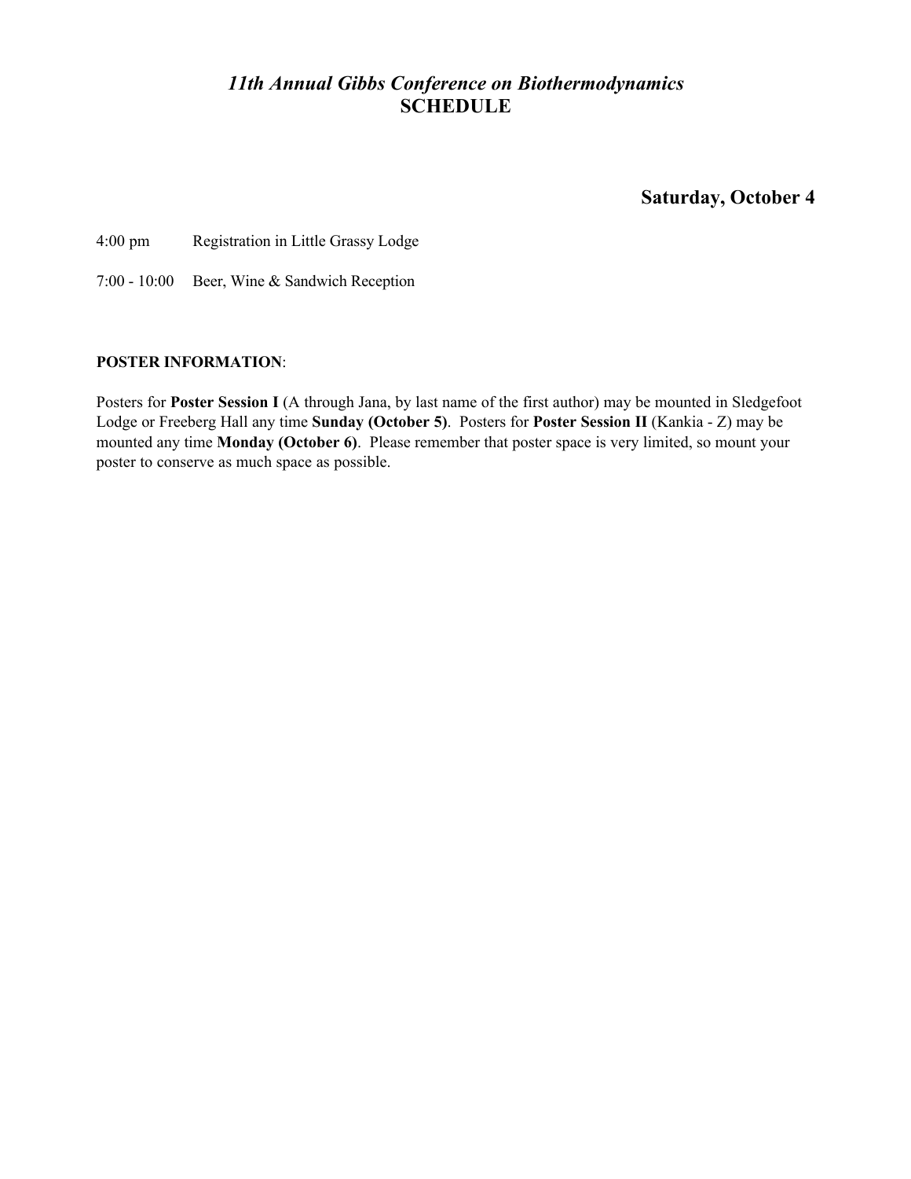# *11th Annual Gibbs Conference on Biothermodynamics*
# SCHEDULE

## Saturday, October 4

4:00 pm Registration in Little Grassy Lodge

7:00 - 10:00 Beer, Wine & Sandwich Reception

**POSTER INFORMATION**:

Posters for **Poster Session I** (A through Jana, by last name of the first author) may be mounted in Sledgefoot Lodge or Freeberg Hall any time **Sunday (October 5)**. Posters for **Poster Session II** (Kankia - Z) may be mounted any time **Monday (October 6)**. Please remember that poster space is very limited, so mount your poster to conserve as much space as possible.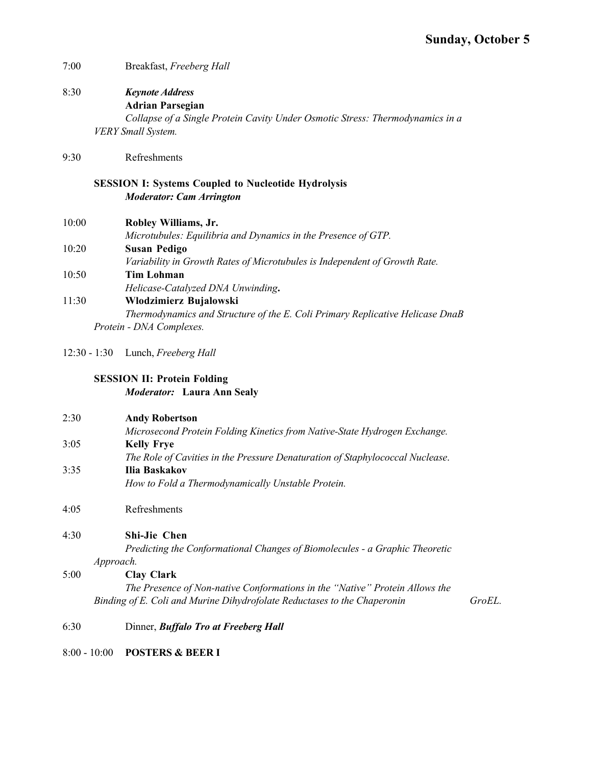## Sunday, October 5

7:00 Breakfast, *Freeberg Hall*

8:30 ***Keynote Address***
**Adrian Parsegian**
*Collapse of a Single Protein Cavity Under Osmotic Stress: Thermodynamics in a VERY Small System.*

9:30 Refreshments

### SESSION I: Systems Coupled to Nucleotide Hydrolysis
***Moderator: Cam Arrington***

10:00 **Robley Williams, Jr.**
*Microtubules: Equilibria and Dynamics in the Presence of GTP.*

10:20 **Susan Pedigo**
*Variability in Growth Rates of Microtubules is Independent of Growth Rate.*

10:50 **Tim Lohman**
*Helicase-Catalyzed DNA Unwinding***.**

11:30 **Wlodzimierz Bujalowski**
*Thermodynamics and Structure of the E. Coli Primary Replicative Helicase DnaB Protein - DNA Complexes.*

12:30 - 1:30 Lunch, *Freeberg Hall*

### SESSION II: Protein Folding
***Moderator:*** **Laura Ann Sealy**

2:30 **Andy Robertson**
*Microsecond Protein Folding Kinetics from Native-State Hydrogen Exchange.*

3:05 **Kelly Frye**
*The Role of Cavities in the Pressure Denaturation of Staphylococcal Nuclease*.

3:35 **Ilia Baskakov**
*How to Fold a Thermodynamically Unstable Protein.*

4:05 Refreshments

4:30 **Shi-Jie Chen**
*Predicting the Conformational Changes of Biomolecules - a Graphic Theoretic Approach.*

5:00 **Clay Clark**
*The Presence of Non-native Conformations in the "Native" Protein Allows the Binding of E. Coli and Murine Dihydrofolate Reductases to the Chaperonin GroEL.*

6:30 Dinner, ***Buffalo Tro at Freeberg Hall***

8:00 - 10:00 **POSTERS & BEER I**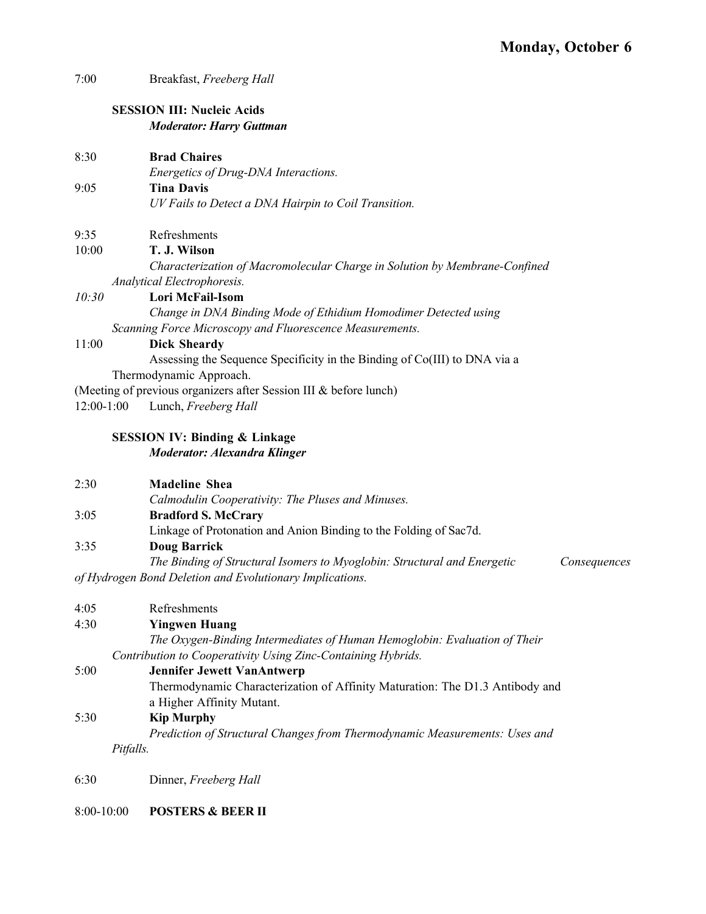# Monday, October 6

7:00 Breakfast, *Freeberg Hall*

**SESSION III: Nucleic Acids**
***Moderator: Harry Guttman***

8:30 **Brad Chaires**
*Energetics of Drug-DNA Interactions.*

9:05 **Tina Davis**
*UV Fails to Detect a DNA Hairpin to Coil Transition.*

9:35 Refreshments

10:00 **T. J. Wilson**
*Characterization of Macromolecular Charge in Solution by Membrane-Confined Analytical Electrophoresis.*

*10:30* **Lori McFail-Isom**
*Change in DNA Binding Mode of Ethidium Homodimer Detected using Scanning Force Microscopy and Fluorescence Measurements.*

11:00 **Dick Sheardy**
Assessing the Sequence Specificity in the Binding of Co(III) to DNA via a Thermodynamic Approach.

(Meeting of previous organizers after Session III & before lunch)

12:00-1:00 Lunch, *Freeberg Hall*

**SESSION IV: Binding & Linkage**
***Moderator: Alexandra Klinger***

2:30 **Madeline Shea**
*Calmodulin Cooperativity: The Pluses and Minuses.*

3:05 **Bradford S. McCrary**
Linkage of Protonation and Anion Binding to the Folding of Sac7d.

3:35 **Doug Barrick**
*The Binding of Structural Isomers to Myoglobin: Structural and Energetic Consequences of Hydrogen Bond Deletion and Evolutionary Implications.*

4:05 Refreshments

4:30 **Yingwen Huang**
*The Oxygen-Binding Intermediates of Human Hemoglobin: Evaluation of Their Contribution to Cooperativity Using Zinc-Containing Hybrids.*

5:00 **Jennifer Jewett VanAntwerp**
Thermodynamic Characterization of Affinity Maturation: The D1.3 Antibody and a Higher Affinity Mutant.

5:30 **Kip Murphy**
*Prediction of Structural Changes from Thermodynamic Measurements: Uses and Pitfalls.*

6:30 Dinner, *Freeberg Hall*

8:00-10:00 **POSTERS & BEER II**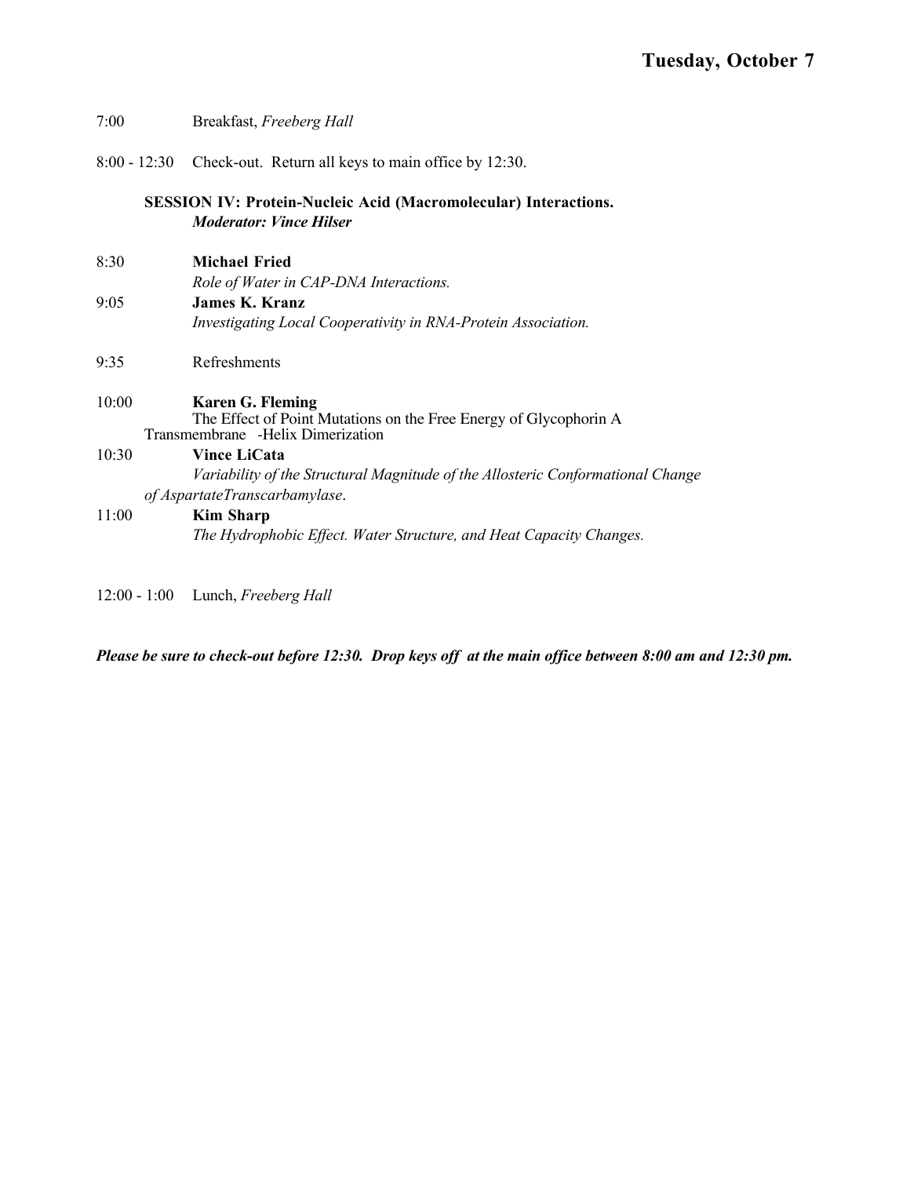## Tuesday, October 7

7:00 Breakfast, *Freeberg Hall*

8:00 - 12:30 Check-out. Return all keys to main office by 12:30.

**SESSION IV: Protein-Nucleic Acid (Macromolecular) Interactions.**
***Moderator: Vince Hilser***

8:30 **Michael Fried**
*Role of Water in CAP-DNA Interactions.*

9:05 **James K. Kranz**
*Investigating Local Cooperativity in RNA-Protein Association.*

9:35 Refreshments

10:00 **Karen G. Fleming**
The Effect of Point Mutations on the Free Energy of Glycophorin A Transmembrane -Helix Dimerization

10:30 **Vince LiCata**
*Variability of the Structural Magnitude of the Allosteric Conformational Change of AspartateTranscarbamylase*.

11:00 **Kim Sharp**
*The Hydrophobic Effect. Water Structure, and Heat Capacity Changes.*

12:00 - 1:00 Lunch, *Freeberg Hall*

***Please be sure to check-out before 12:30. Drop keys off at the main office between 8:00 am and 12:30 pm.***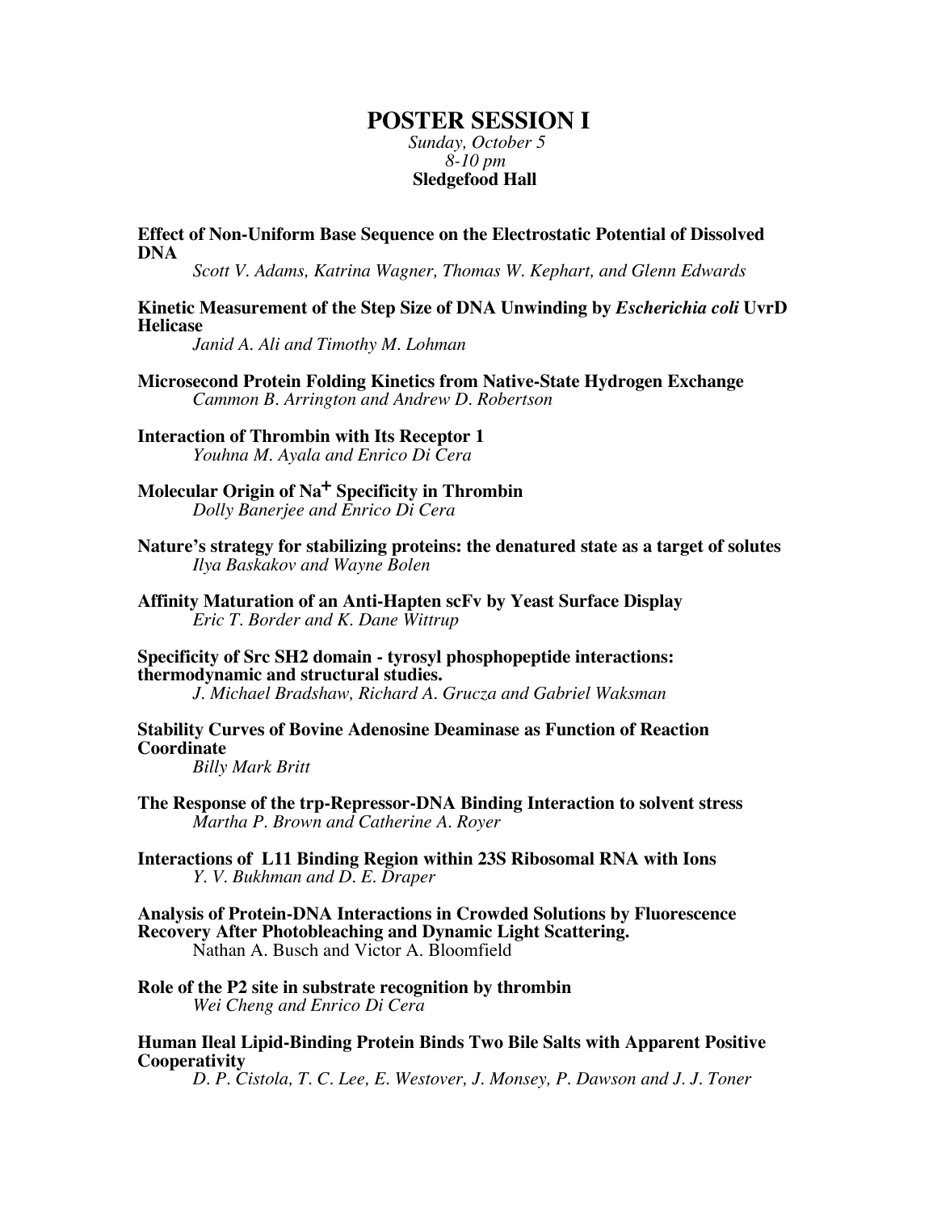# POSTER SESSION I

*Sunday, October 5*
*8-10 pm*
**Sledgefood Hall**

**Effect of Non-Uniform Base Sequence on the Electrostatic Potential of Dissolved DNA**
*Scott V. Adams, Katrina Wagner, Thomas W. Kephart, and Glenn Edwards*

**Kinetic Measurement of the Step Size of DNA Unwinding by *Escherichia coli* UvrD Helicase**
*Janid A. Ali and Timothy M. Lohman*

**Microsecond Protein Folding Kinetics from Native-State Hydrogen Exchange**
*Cammon B. Arrington and Andrew D. Robertson*

**Interaction of Thrombin with Its Receptor 1**
*Youhna M. Ayala and Enrico Di Cera*

**Molecular Origin of $Na^{+}$ Specificity in Thrombin**
*Dolly Banerjee and Enrico Di Cera*

**Nature's strategy for stabilizing proteins: the denatured state as a target of solutes**
*Ilya Baskakov and Wayne Bolen*

**Affinity Maturation of an Anti-Hapten scFv by Yeast Surface Display**
*Eric T. Border and K. Dane Wittrup*

**Specificity of Src SH2 domain - tyrosyl phosphopeptide interactions: thermodynamic and structural studies.**
*J. Michael Bradshaw, Richard A. Grucza and Gabriel Waksman*

**Stability Curves of Bovine Adenosine Deaminase as Function of Reaction Coordinate**
*Billy Mark Britt*

**The Response of the trp-Repressor-DNA Binding Interaction to solvent stress**
*Martha P. Brown and Catherine A. Royer*

**Interactions of L11 Binding Region within 23S Ribosomal RNA with Ions**
*Y. V. Bukhman and D. E. Draper*

**Analysis of Protein-DNA Interactions in Crowded Solutions by Fluorescence Recovery After Photobleaching and Dynamic Light Scattering.**
Nathan A. Busch and Victor A. Bloomfield

**Role of the P2 site in substrate recognition by thrombin**
*Wei Cheng and Enrico Di Cera*

**Human Ileal Lipid-Binding Protein Binds Two Bile Salts with Apparent Positive Cooperativity**
*D. P. Cistola, T. C. Lee, E. Westover, J. Monsey, P. Dawson and J. J. Toner*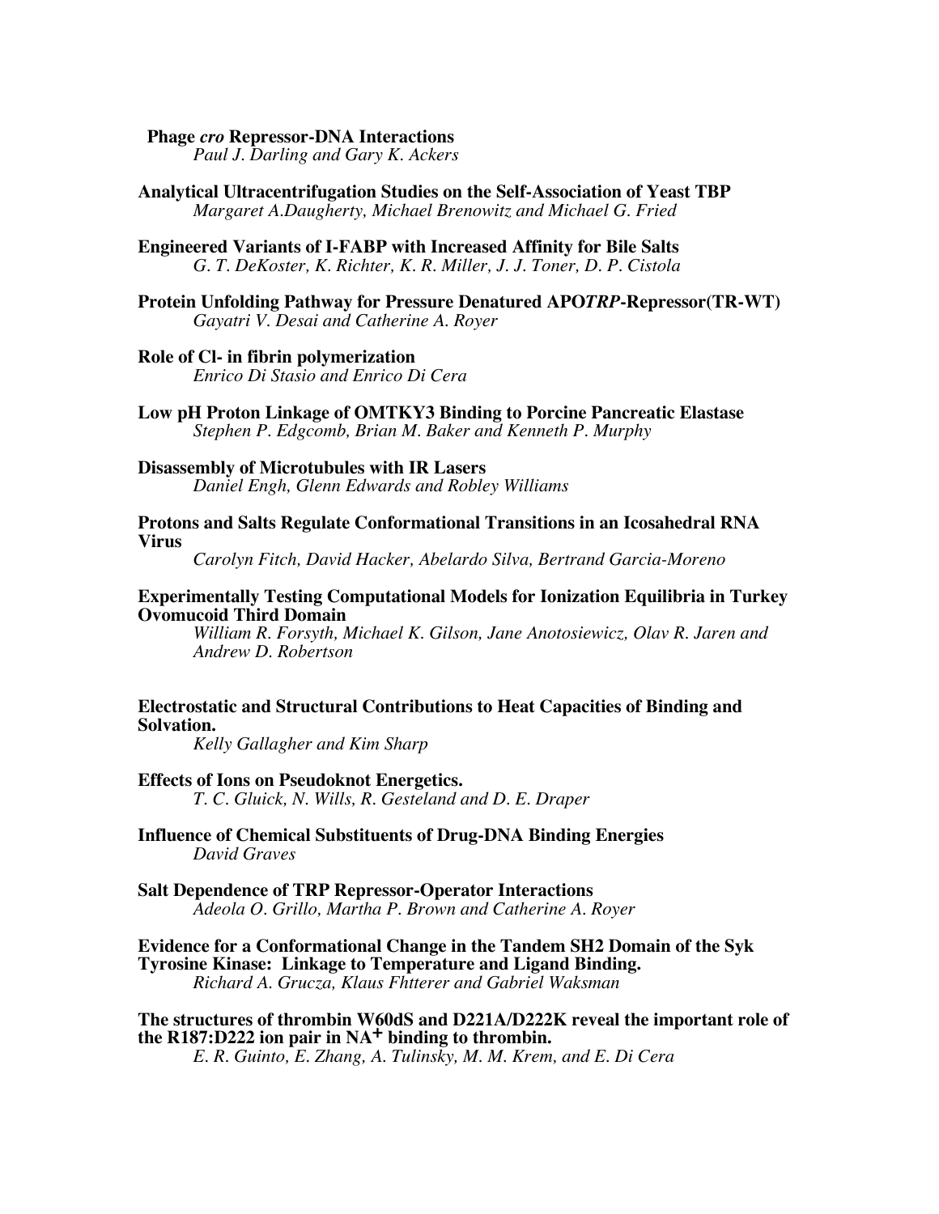**Phage *cro* Repressor-DNA Interactions**
*Paul J. Darling and Gary K. Ackers*

**Analytical Ultracentrifugation Studies on the Self-Association of Yeast TBP**
*Margaret A.Daugherty, Michael Brenowitz and Michael G. Fried*

**Engineered Variants of I-FABP with Increased Affinity for Bile Salts**
*G. T. DeKoster, K. Richter, K. R. Miller, J. J. Toner, D. P. Cistola*

**Protein Unfolding Pathway for Pressure Denatured APO*TRP*-Repressor(TR-WT)**
*Gayatri V. Desai and Catherine A. Royer*

**Role of Cl- in fibrin polymerization**
*Enrico Di Stasio and Enrico Di Cera*

**Low pH Proton Linkage of OMTKY3 Binding to Porcine Pancreatic Elastase**
*Stephen P. Edgcomb, Brian M. Baker and Kenneth P. Murphy*

**Disassembly of Microtubules with IR Lasers**
*Daniel Engh, Glenn Edwards and Robley Williams*

**Protons and Salts Regulate Conformational Transitions in an Icosahedral RNA Virus**
*Carolyn Fitch, David Hacker, Abelardo Silva, Bertrand Garcia-Moreno*

**Experimentally Testing Computational Models for Ionization Equilibria in Turkey Ovomucoid Third Domain**
*William R. Forsyth, Michael K. Gilson, Jane Anotosiewicz, Olav R. Jaren and Andrew D. Robertson*

**Electrostatic and Structural Contributions to Heat Capacities of Binding and Solvation.**
*Kelly Gallagher and Kim Sharp*

**Effects of Ions on Pseudoknot Energetics.**
*T. C. Gluick, N. Wills, R. Gesteland and D. E. Draper*

**Influence of Chemical Substituents of Drug-DNA Binding Energies**
*David Graves*

**Salt Dependence of TRP Repressor-Operator Interactions**
*Adeola O. Grillo, Martha P. Brown and Catherine A. Royer*

**Evidence for a Conformational Change in the Tandem SH2 Domain of the Syk Tyrosine Kinase: Linkage to Temperature and Ligand Binding.**
*Richard A. Grucza, Klaus Fhtterer and Gabriel Waksman*

**The structures of thrombin W60dS and D221A/D222K reveal the important role of the R187:D222 ion pair in $NA^{+}$ binding to thrombin.**
*E. R. Guinto, E. Zhang, A. Tulinsky, M. M. Krem, and E. Di Cera*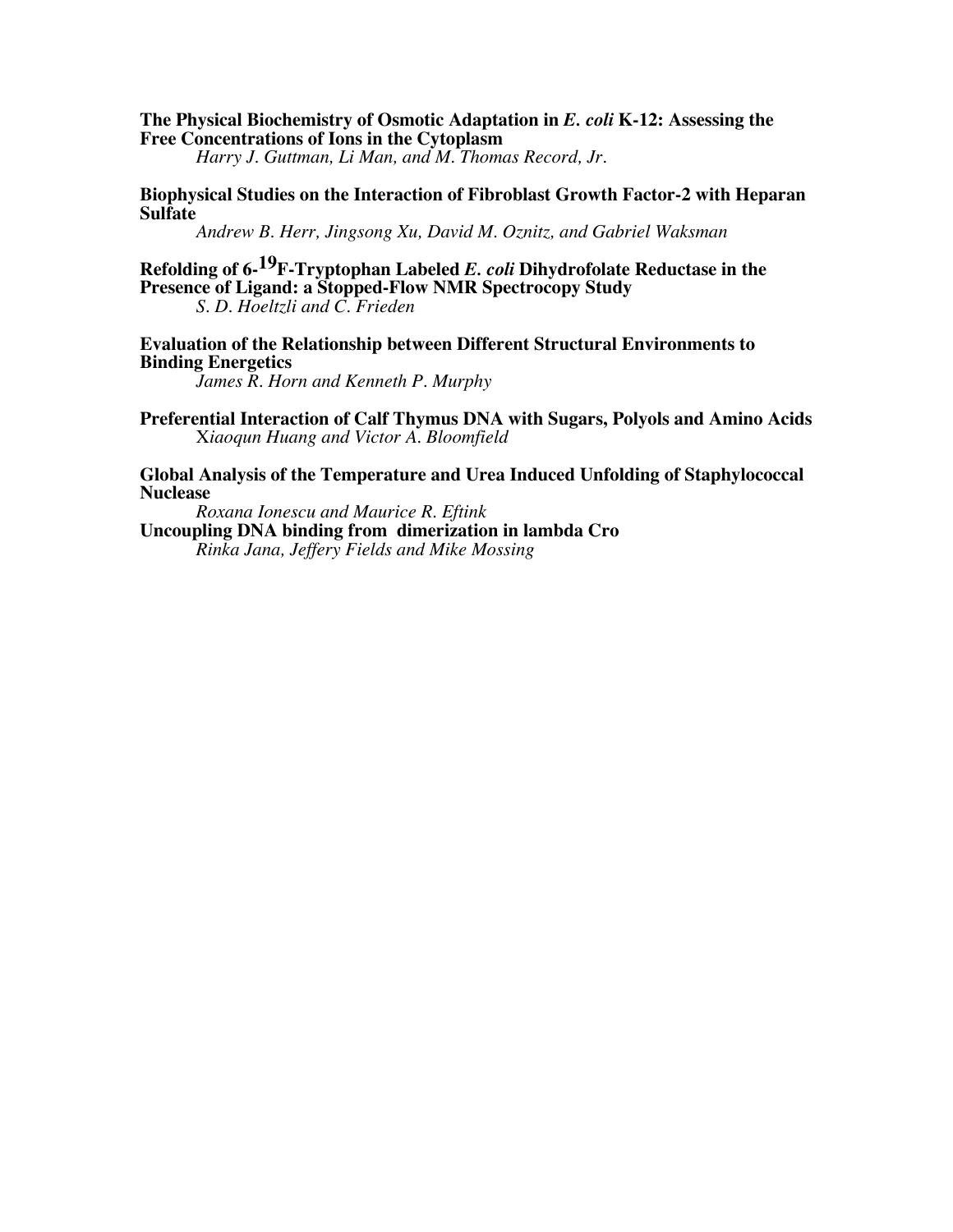**The Physical Biochemistry of Osmotic Adaptation in *E. coli* K-12: Assessing the Free Concentrations of Ions in the Cytoplasm**
*Harry J. Guttman, Li Man, and M. Thomas Record, Jr.*

**Biophysical Studies on the Interaction of Fibroblast Growth Factor-2 with Heparan Sulfate**
*Andrew B. Herr, Jingsong Xu, David M. Oznitz, and Gabriel Waksman*

**Refolding of 6-$^{19}$F-Tryptophan Labeled *E. coli* Dihydrofolate Reductase in the Presence of Ligand: a Stopped-Flow NMR Spectrocopy Study**
*S. D. Hoeltzli and C. Frieden*

**Evaluation of the Relationship between Different Structural Environments to Binding Energetics**
*James R. Horn and Kenneth P. Murphy*

**Preferential Interaction of Calf Thymus DNA with Sugars, Polyols and Amino Acids**
*Xiaoqun Huang and Victor A. Bloomfield*

**Global Analysis of the Temperature and Urea Induced Unfolding of Staphylococcal Nuclease**
*Roxana Ionescu and Maurice R. Eftink*

**Uncoupling DNA binding from dimerization in lambda Cro**
*Rinka Jana, Jeffery Fields and Mike Mossing*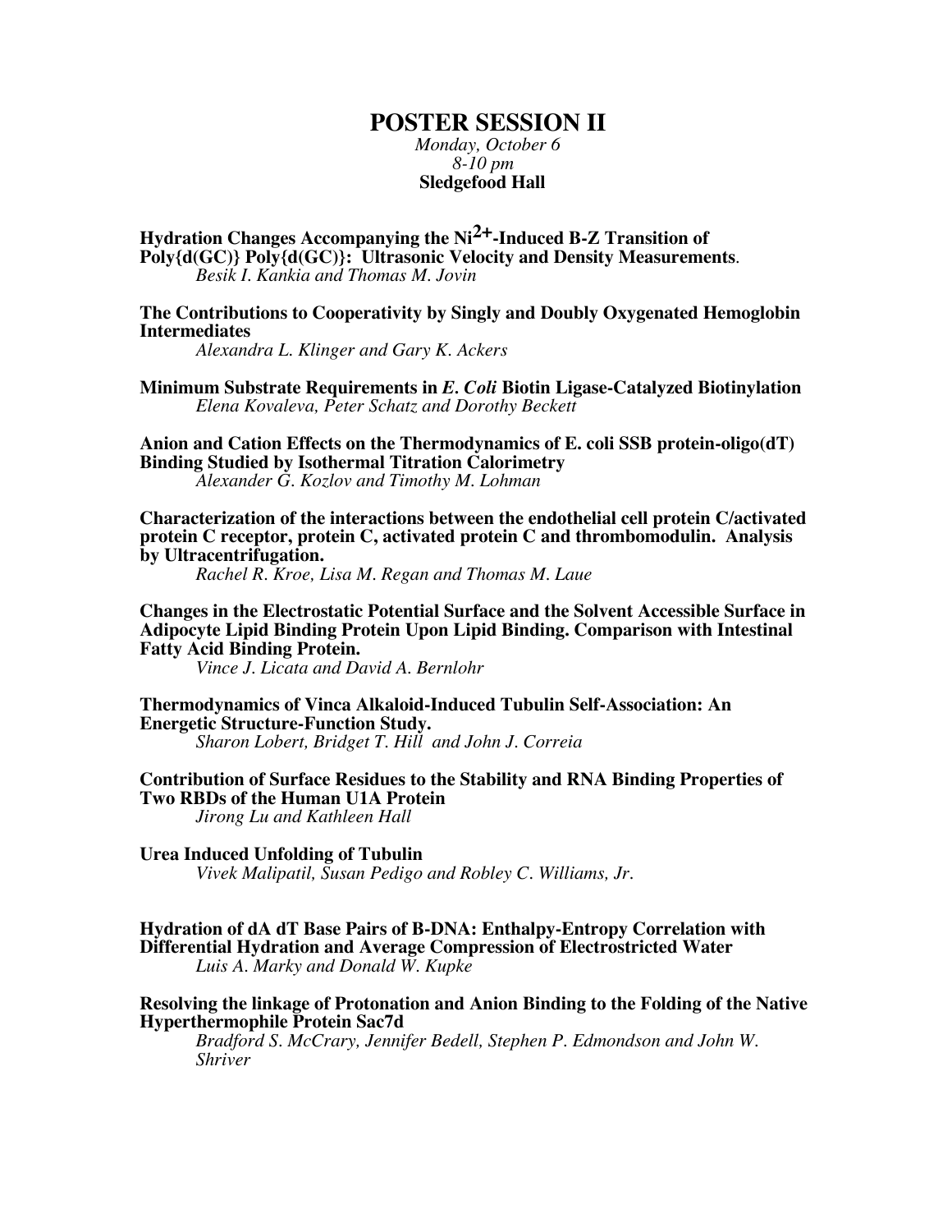# POSTER SESSION II

*Monday, October 6*
*8-10 pm*
**Sledgefood Hall**

**Hydration Changes Accompanying the $Ni^{2+}$-Induced B-Z Transition of Poly{d(GC)} Poly{d(GC)}: Ultrasonic Velocity and Density Measurements**.
*Besik I. Kankia and Thomas M. Jovin*

**The Contributions to Cooperativity by Singly and Doubly Oxygenated Hemoglobin Intermediates**
*Alexandra L. Klinger and Gary K. Ackers*

**Minimum Substrate Requirements in *E. Coli* Biotin Ligase-Catalyzed Biotinylation**
*Elena Kovaleva, Peter Schatz and Dorothy Beckett*

**Anion and Cation Effects on the Thermodynamics of E. coli SSB protein-oligo(dT) Binding Studied by Isothermal Titration Calorimetry**
*Alexander G. Kozlov and Timothy M. Lohman*

**Characterization of the interactions between the endothelial cell protein C/activated protein C receptor, protein C, activated protein C and thrombomodulin. Analysis by Ultracentrifugation.**
*Rachel R. Kroe, Lisa M. Regan and Thomas M. Laue*

**Changes in the Electrostatic Potential Surface and the Solvent Accessible Surface in Adipocyte Lipid Binding Protein Upon Lipid Binding. Comparison with Intestinal Fatty Acid Binding Protein.**
*Vince J. Licata and David A. Bernlohr*

**Thermodynamics of Vinca Alkaloid-Induced Tubulin Self-Association: An Energetic Structure-Function Study.**
*Sharon Lobert, Bridget T. Hill and John J. Correia*

**Contribution of Surface Residues to the Stability and RNA Binding Properties of Two RBDs of the Human U1A Protein**
*Jirong Lu and Kathleen Hall*

**Urea Induced Unfolding of Tubulin**
*Vivek Malipatil, Susan Pedigo and Robley C. Williams, Jr.*

**Hydration of dA dT Base Pairs of B-DNA: Enthalpy-Entropy Correlation with Differential Hydration and Average Compression of Electrostricted Water**
*Luis A. Marky and Donald W. Kupke*

**Resolving the linkage of Protonation and Anion Binding to the Folding of the Native Hyperthermophile Protein Sac7d**
*Bradford S. McCrary, Jennifer Bedell, Stephen P. Edmondson and John W. Shriver*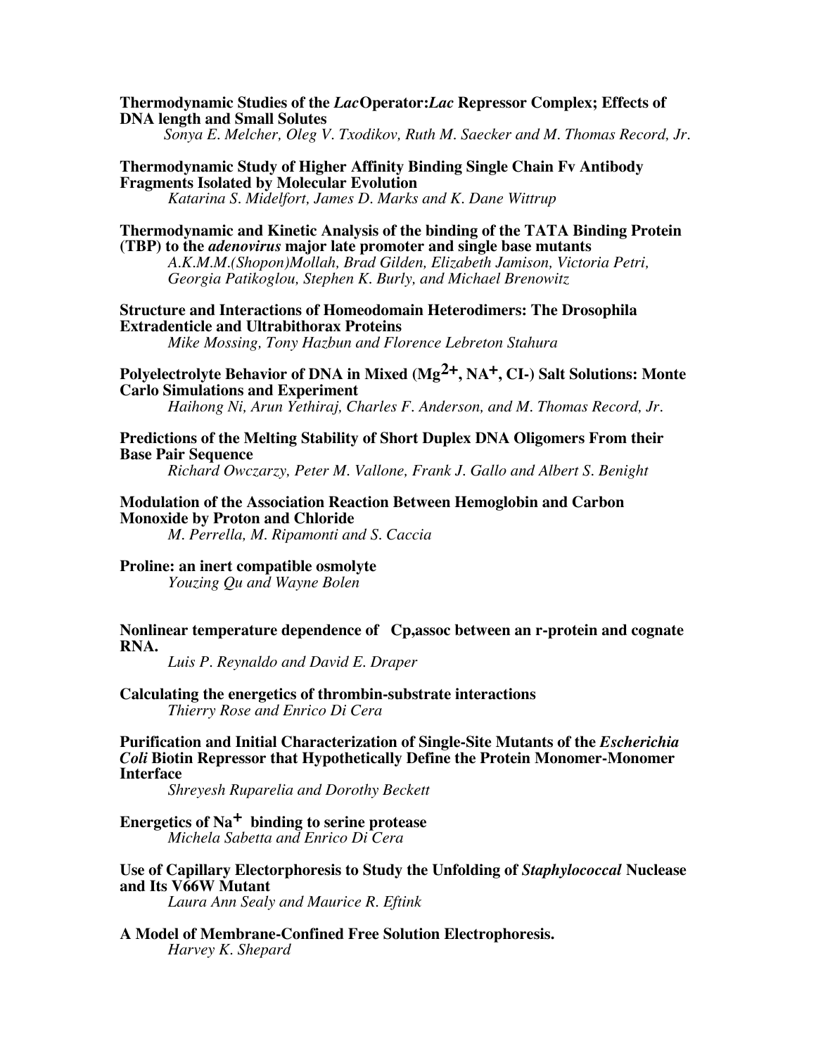**Thermodynamic Studies of the *Lac* Operator:*Lac* Repressor Complex; Effects of DNA length and Small Solutes**
*Sonya E. Melcher, Oleg V. Txodikov, Ruth M. Saecker and M. Thomas Record, Jr.*

**Thermodynamic Study of Higher Affinity Binding Single Chain Fv Antibody Fragments Isolated by Molecular Evolution**
*Katarina S. Midelfort, James D. Marks and K. Dane Wittrup*

**Thermodynamic and Kinetic Analysis of the binding of the TATA Binding Protein (TBP) to the *adenovirus* major late promoter and single base mutants**
*A.K.M.M.(Shopon)Mollah, Brad Gilden, Elizabeth Jamison, Victoria Petri, Georgia Patikoglou, Stephen K. Burly, and Michael Brenowitz*

**Structure and Interactions of Homeodomain Heterodimers: The Drosophila Extradenticle and Ultrabithorax Proteins**
*Mike Mossing, Tony Hazbun and Florence Lebreton Stahura*

**Polyelectrolyte Behavior of DNA in Mixed ($Mg^{2+}$, $NA^{+}$, CI-) Salt Solutions: Monte Carlo Simulations and Experiment**
*Haihong Ni, Arun Yethiraj, Charles F. Anderson, and M. Thomas Record, Jr.*

**Predictions of the Melting Stability of Short Duplex DNA Oligomers From their Base Pair Sequence**
*Richard Owczarzy, Peter M. Vallone, Frank J. Gallo and Albert S. Benight*

**Modulation of the Association Reaction Between Hemoglobin and Carbon Monoxide by Proton and Chloride**
*M. Perrella, M. Ripamonti and S. Caccia*

**Proline: an inert compatible osmolyte**
*Youzing Qu and Wayne Bolen*

**Nonlinear temperature dependence of Cp,assoc between an r-protein and cognate RNA.**
*Luis P. Reynaldo and David E. Draper*

**Calculating the energetics of thrombin-substrate interactions**
*Thierry Rose and Enrico Di Cera*

**Purification and Initial Characterization of Single-Site Mutants of the *Escherichia Coli* Biotin Repressor that Hypothetically Define the Protein Monomer-Monomer Interface**
*Shreyesh Ruparelia and Dorothy Beckett*

**Energetics of $Na^{+}$ binding to serine protease**
*Michela Sabetta and Enrico Di Cera*

**Use of Capillary Electorphoresis to Study the Unfolding of *Staphylococcal* Nuclease and Its V66W Mutant**
*Laura Ann Sealy and Maurice R. Eftink*

**A Model of Membrane-Confined Free Solution Electrophoresis.**
*Harvey K. Shepard*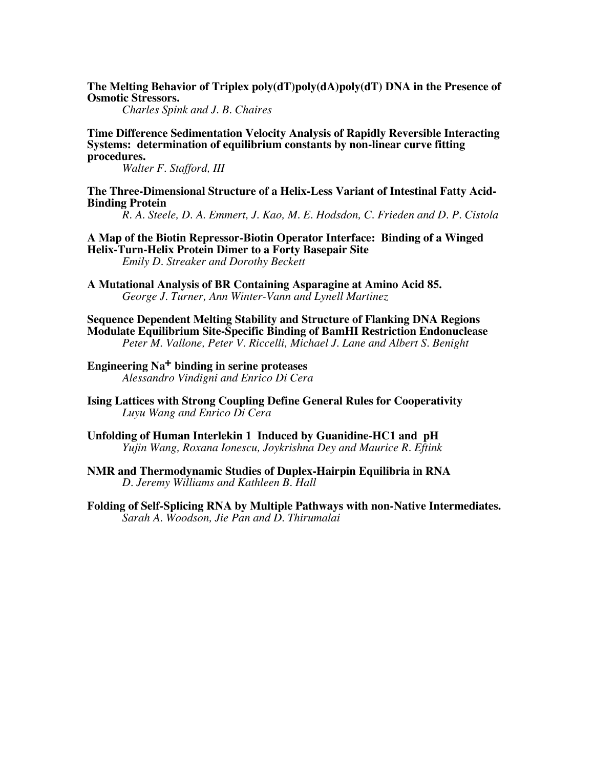**The Melting Behavior of Triplex poly(dT)poly(dA)poly(dT) DNA in the Presence of Osmotic Stressors.**
*Charles Spink and J. B. Chaires*

**Time Difference Sedimentation Velocity Analysis of Rapidly Reversible Interacting Systems: determination of equilibrium constants by non-linear curve fitting procedures.**
*Walter F. Stafford, III*

**The Three-Dimensional Structure of a Helix-Less Variant of Intestinal Fatty Acid-Binding Protein**
*R. A. Steele, D. A. Emmert, J. Kao, M. E. Hodsdon, C. Frieden and D. P. Cistola*

**A Map of the Biotin Repressor-Biotin Operator Interface: Binding of a Winged Helix-Turn-Helix Protein Dimer to a Forty Basepair Site**
*Emily D. Streaker and Dorothy Beckett*

**A Mutational Analysis of BR Containing Asparagine at Amino Acid 85.**
*George J. Turner, Ann Winter-Vann and Lynell Martinez*

**Sequence Dependent Melting Stability and Structure of Flanking DNA Regions Modulate Equilibrium Site-Specific Binding of BamHI Restriction Endonuclease**
*Peter M. Vallone, Peter V. Riccelli, Michael J. Lane and Albert S. Benight*

**Engineering $Na^+$ binding in serine proteases**
*Alessandro Vindigni and Enrico Di Cera*

**Ising Lattices with Strong Coupling Define General Rules for Cooperativity**
*Luyu Wang and Enrico Di Cera*

**Unfolding of Human Interlekin 1 Induced by Guanidine-HC1 and pH**
*Yujin Wang, Roxana Ionescu, Joykrishna Dey and Maurice R. Eftink*

**NMR and Thermodynamic Studies of Duplex-Hairpin Equilibria in RNA**
*D. Jeremy Williams and Kathleen B. Hall*

**Folding of Self-Splicing RNA by Multiple Pathways with non-Native Intermediates.**
*Sarah A. Woodson, Jie Pan and D. Thirumalai*